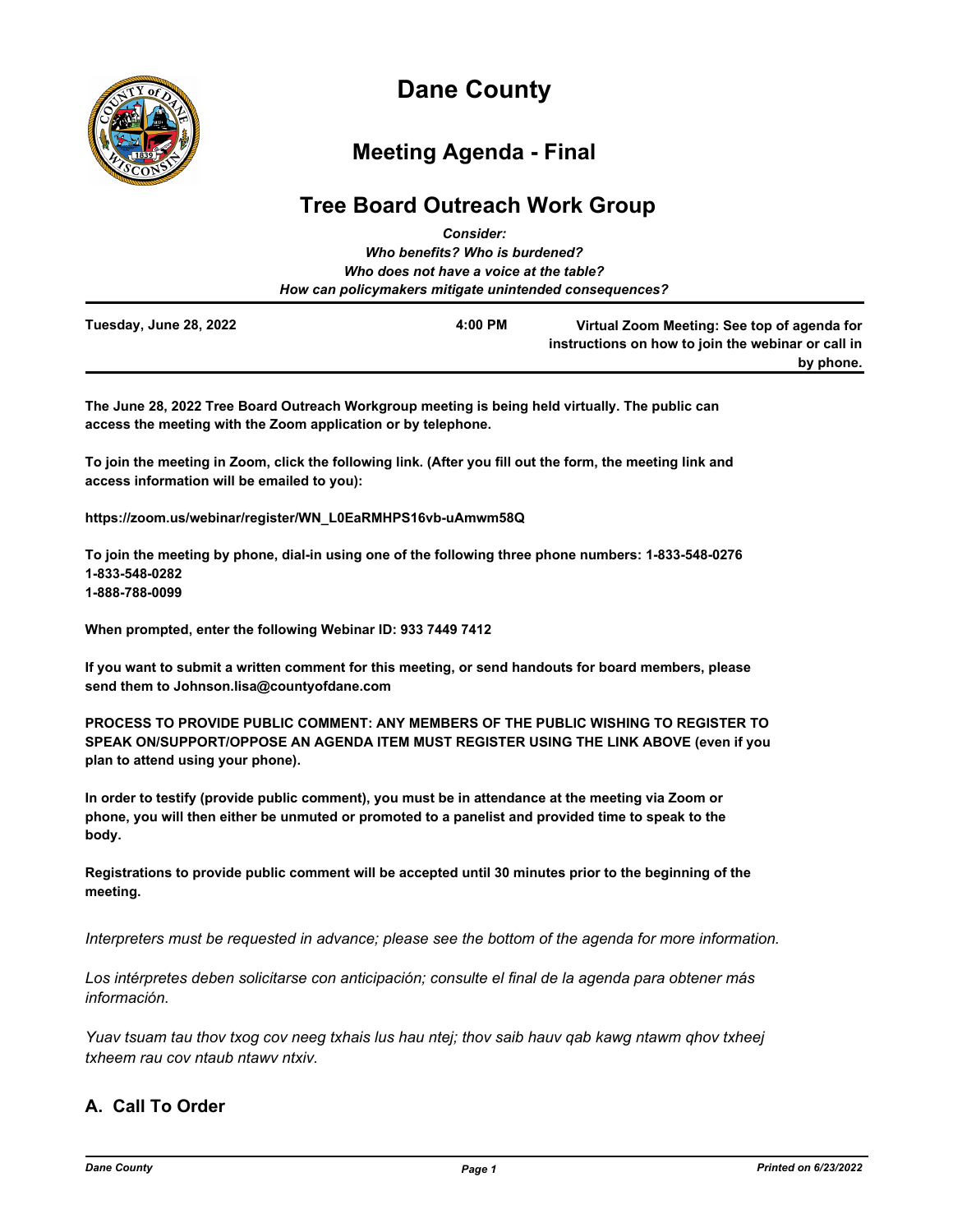# Dane County

## Meeting Agenda - Final

## Tree Board Outreach Work Group

*Consider:*
*Who benefits? Who is burdened?*
*Who does not have a voice at the table?*
*How can policymakers mitigate unintended consequences?*

**Tuesday, June 28, 2022** **4:00 PM** **Virtual Zoom Meeting: See top of agenda for instructions on how to join the webinar or call in by phone.**

**The June 28, 2022 Tree Board Outreach Workgroup meeting is being held virtually. The public can access the meeting with the Zoom application or by telephone.**

**To join the meeting in Zoom, click the following link. (After you fill out the form, the meeting link and access information will be emailed to you):**

**https://zoom.us/webinar/register/WN_L0EaRMHPS16vb-uAmwm58Q**

**To join the meeting by phone, dial-in using one of the following three phone numbers: 1-833-548-0276**
**1-833-548-0282**
**1-888-788-0099**

**When prompted, enter the following Webinar ID: 933 7449 7412**

**If you want to submit a written comment for this meeting, or send handouts for board members, please send them to Johnson.lisa@countyofdane.com**

**PROCESS TO PROVIDE PUBLIC COMMENT: ANY MEMBERS OF THE PUBLIC WISHING TO REGISTER TO SPEAK ON/SUPPORT/OPPOSE AN AGENDA ITEM MUST REGISTER USING THE LINK ABOVE (even if you plan to attend using your phone).**

**In order to testify (provide public comment), you must be in attendance at the meeting via Zoom or phone, you will then either be unmuted or promoted to a panelist and provided time to speak to the body.**

**Registrations to provide public comment will be accepted until 30 minutes prior to the beginning of the meeting.**

*Interpreters must be requested in advance; please see the bottom of the agenda for more information.*

*Los intérpretes deben solicitarse con anticipación; consulte el final de la agenda para obtener más información.*

*Yuav tsuam tau thov txog cov neeg txhais lus hau ntej; thov saib hauv qab kawg ntawm qhov txheej txheem rau cov ntaub ntawv ntxiv.*

## A. Call To Order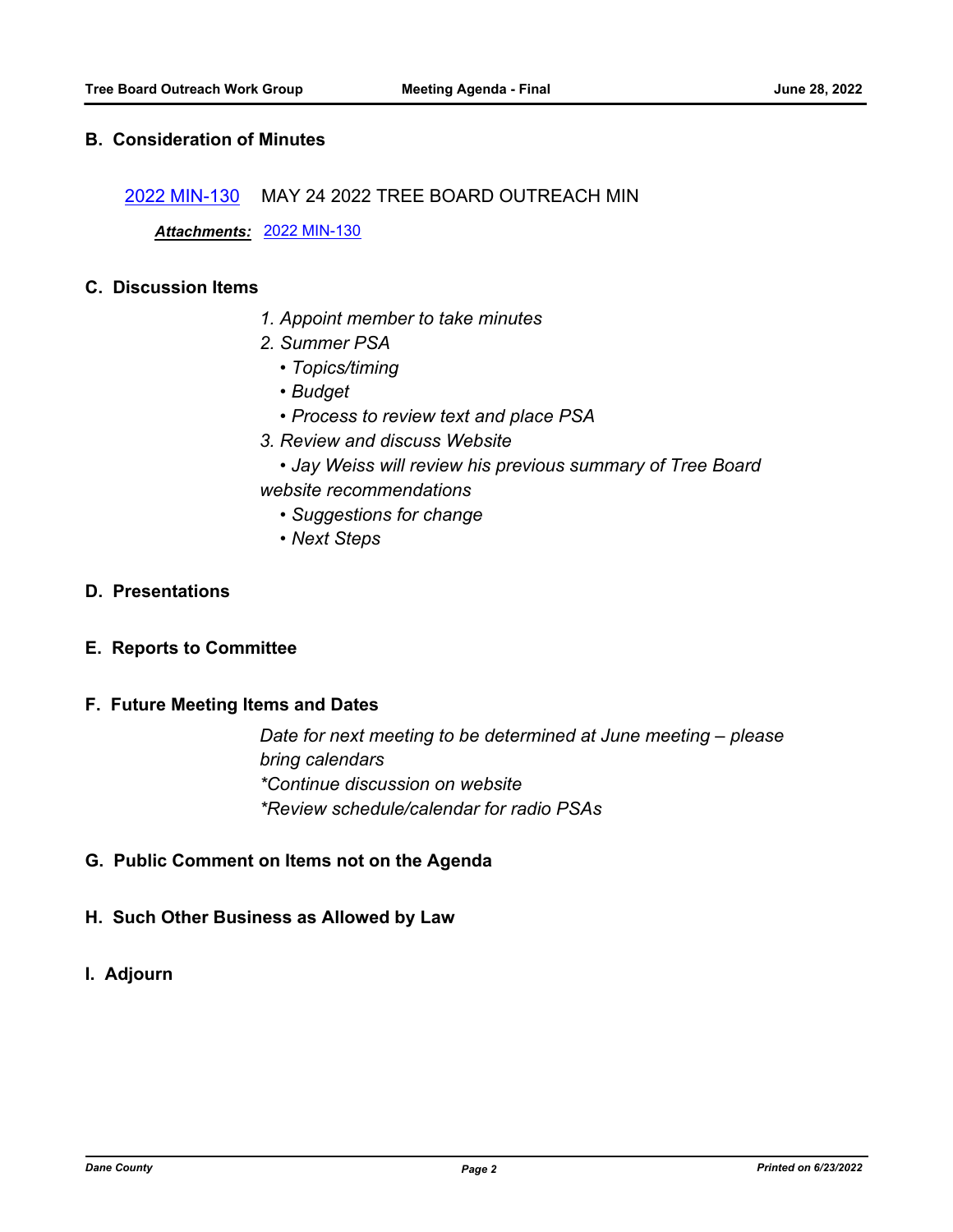## B. Consideration of Minutes

2022 MIN-130 MAY 24 2022 TREE BOARD OUTREACH MIN

***Attachments:*** 2022 MIN-130

## C. Discussion Items

*1. Appoint member to take minutes*

*2. Summer PSA*

- *Topics/timing*
- *Budget*
- *Process to review text and place PSA*

*3. Review and discuss Website*

- *Jay Weiss will review his previous summary of Tree Board website recommendations*
- *Suggestions for change*
- *Next Steps*

## D. Presentations

## E. Reports to Committee

## F. Future Meeting Items and Dates

*Date for next meeting to be determined at June meeting – please bring calendars*

*\*Continue discussion on website*

*\*Review schedule/calendar for radio PSAs*

## G. Public Comment on Items not on the Agenda

## H. Such Other Business as Allowed by Law

## I. Adjourn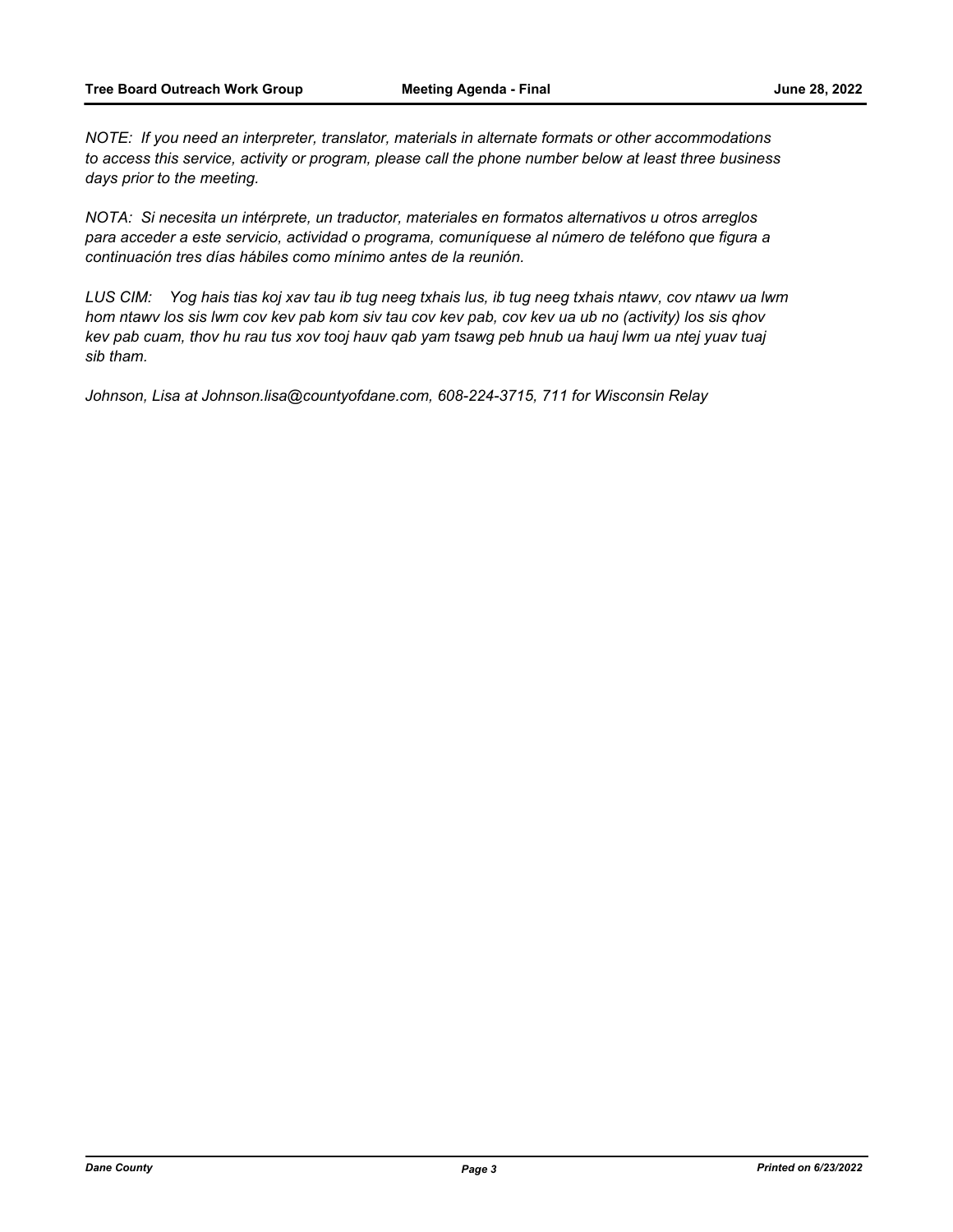*NOTE: If you need an interpreter, translator, materials in alternate formats or other accommodations to access this service, activity or program, please call the phone number below at least three business days prior to the meeting.*

*NOTA: Si necesita un intérprete, un traductor, materiales en formatos alternativos u otros arreglos para acceder a este servicio, actividad o programa, comuníquese al número de teléfono que figura a continuación tres días hábiles como mínimo antes de la reunión.*

*LUS CIM: Yog hais tias koj xav tau ib tug neeg txhais lus, ib tug neeg txhais ntawv, cov ntawv ua lwm hom ntawv los sis lwm cov kev pab kom siv tau cov kev pab, cov kev ua ub no (activity) los sis qhov kev pab cuam, thov hu rau tus xov tooj hauv qab yam tsawg peb hnub ua hauj lwm ua ntej yuav tuaj sib tham.*

*Johnson, Lisa at Johnson.lisa@countyofdane.com, 608-224-3715, 711 for Wisconsin Relay*